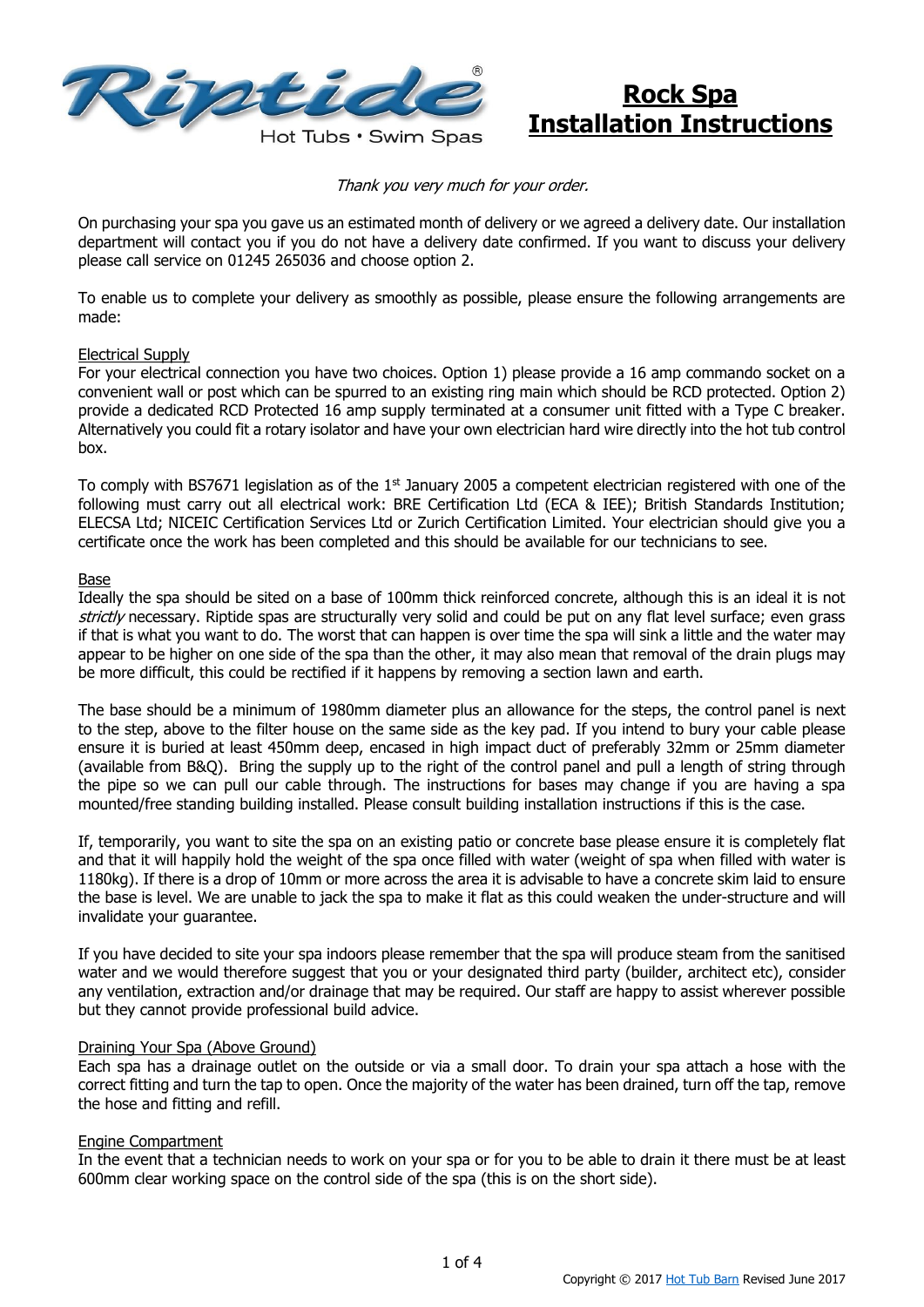Riptide® Hot Tubs • Swim Spas

# Rock Spa Installation Instructions

*Thank you very much for your order.*

On purchasing your spa you gave us an estimated month of delivery or we agreed a delivery date. Our installation department will contact you if you do not have a delivery date confirmed. If you want to discuss your delivery please call service on 01245 265036 and choose option 2.

To enable us to complete your delivery as smoothly as possible, please ensure the following arrangements are made:

## Electrical Supply

For your electrical connection you have two choices. Option 1) please provide a 16 amp commando socket on a convenient wall or post which can be spurred to an existing ring main which should be RCD protected. Option 2) provide a dedicated RCD Protected 16 amp supply terminated at a consumer unit fitted with a Type C breaker. Alternatively you could fit a rotary isolator and have your own electrician hard wire directly into the hot tub control box.

To comply with BS7671 legislation as of the 1st January 2005 a competent electrician registered with one of the following must carry out all electrical work: BRE Certification Ltd (ECA & IEE); British Standards Institution; ELECSA Ltd; NICEIC Certification Services Ltd or Zurich Certification Limited. Your electrician should give you a certificate once the work has been completed and this should be available for our technicians to see.

## Base

Ideally the spa should be sited on a base of 100mm thick reinforced concrete, although this is an ideal it is not *strictly* necessary. Riptide spas are structurally very solid and could be put on any flat level surface; even grass if that is what you want to do. The worst that can happen is over time the spa will sink a little and the water may appear to be higher on one side of the spa than the other, it may also mean that removal of the drain plugs may be more difficult, this could be rectified if it happens by removing a section lawn and earth.

The base should be a minimum of 1980mm diameter plus an allowance for the steps, the control panel is next to the step, above to the filter house on the same side as the key pad. If you intend to bury your cable please ensure it is buried at least 450mm deep, encased in high impact duct of preferably 32mm or 25mm diameter (available from B&Q). Bring the supply up to the right of the control panel and pull a length of string through the pipe so we can pull our cable through. The instructions for bases may change if you are having a spa mounted/free standing building installed. Please consult building installation instructions if this is the case.

If, temporarily, you want to site the spa on an existing patio or concrete base please ensure it is completely flat and that it will happily hold the weight of the spa once filled with water (weight of spa when filled with water is 1180kg). If there is a drop of 10mm or more across the area it is advisable to have a concrete skim laid to ensure the base is level. We are unable to jack the spa to make it flat as this could weaken the under-structure and will invalidate your guarantee.

If you have decided to site your spa indoors please remember that the spa will produce steam from the sanitised water and we would therefore suggest that you or your designated third party (builder, architect etc), consider any ventilation, extraction and/or drainage that may be required. Our staff are happy to assist wherever possible but they cannot provide professional build advice.

## Draining Your Spa (Above Ground)

Each spa has a drainage outlet on the outside or via a small door. To drain your spa attach a hose with the correct fitting and turn the tap to open. Once the majority of the water has been drained, turn off the tap, remove the hose and fitting and refill.

## Engine Compartment

In the event that a technician needs to work on your spa or for you to be able to drain it there must be at least 600mm clear working space on the control side of the spa (this is on the short side).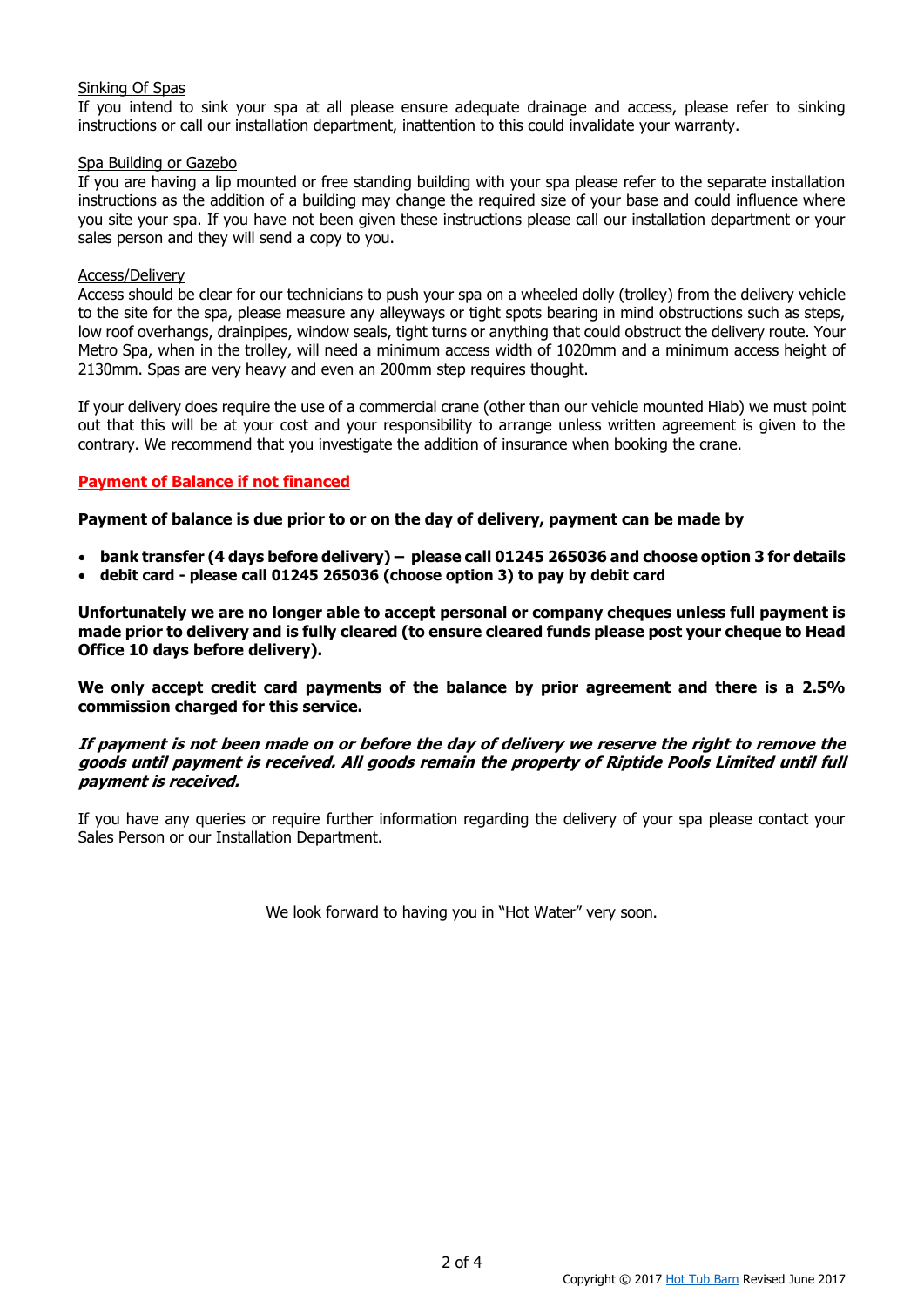Sinking Of Spas

If you intend to sink your spa at all please ensure adequate drainage and access, please refer to sinking instructions or call our installation department, inattention to this could invalidate your warranty.

Spa Building or Gazebo

If you are having a lip mounted or free standing building with your spa please refer to the separate installation instructions as the addition of a building may change the required size of your base and could influence where you site your spa. If you have not been given these instructions please call our installation department or your sales person and they will send a copy to you.

Access/Delivery

Access should be clear for our technicians to push your spa on a wheeled dolly (trolley) from the delivery vehicle to the site for the spa, please measure any alleyways or tight spots bearing in mind obstructions such as steps, low roof overhangs, drainpipes, window seals, tight turns or anything that could obstruct the delivery route. Your Metro Spa, when in the trolley, will need a minimum access width of 1020mm and a minimum access height of 2130mm. Spas are very heavy and even an 200mm step requires thought.

If your delivery does require the use of a commercial crane (other than our vehicle mounted Hiab) we must point out that this will be at your cost and your responsibility to arrange unless written agreement is given to the contrary. We recommend that you investigate the addition of insurance when booking the crane.

**Payment of Balance if not financed**

**Payment of balance is due prior to or on the day of delivery, payment can be made by**

- **bank transfer (4 days before delivery) – please call 01245 265036 and choose option 3 for details**
- **debit card - please call 01245 265036 (choose option 3) to pay by debit card**

**Unfortunately we are no longer able to accept personal or company cheques unless full payment is made prior to delivery and is fully cleared (to ensure cleared funds please post your cheque to Head Office 10 days before delivery).**

**We only accept credit card payments of the balance by prior agreement and there is a 2.5% commission charged for this service.**

***If payment is not been made on or before the day of delivery we reserve the right to remove the goods until payment is received. All goods remain the property of Riptide Pools Limited until full payment is received.***

If you have any queries or require further information regarding the delivery of your spa please contact your Sales Person or our Installation Department.

We look forward to having you in "Hot Water" very soon.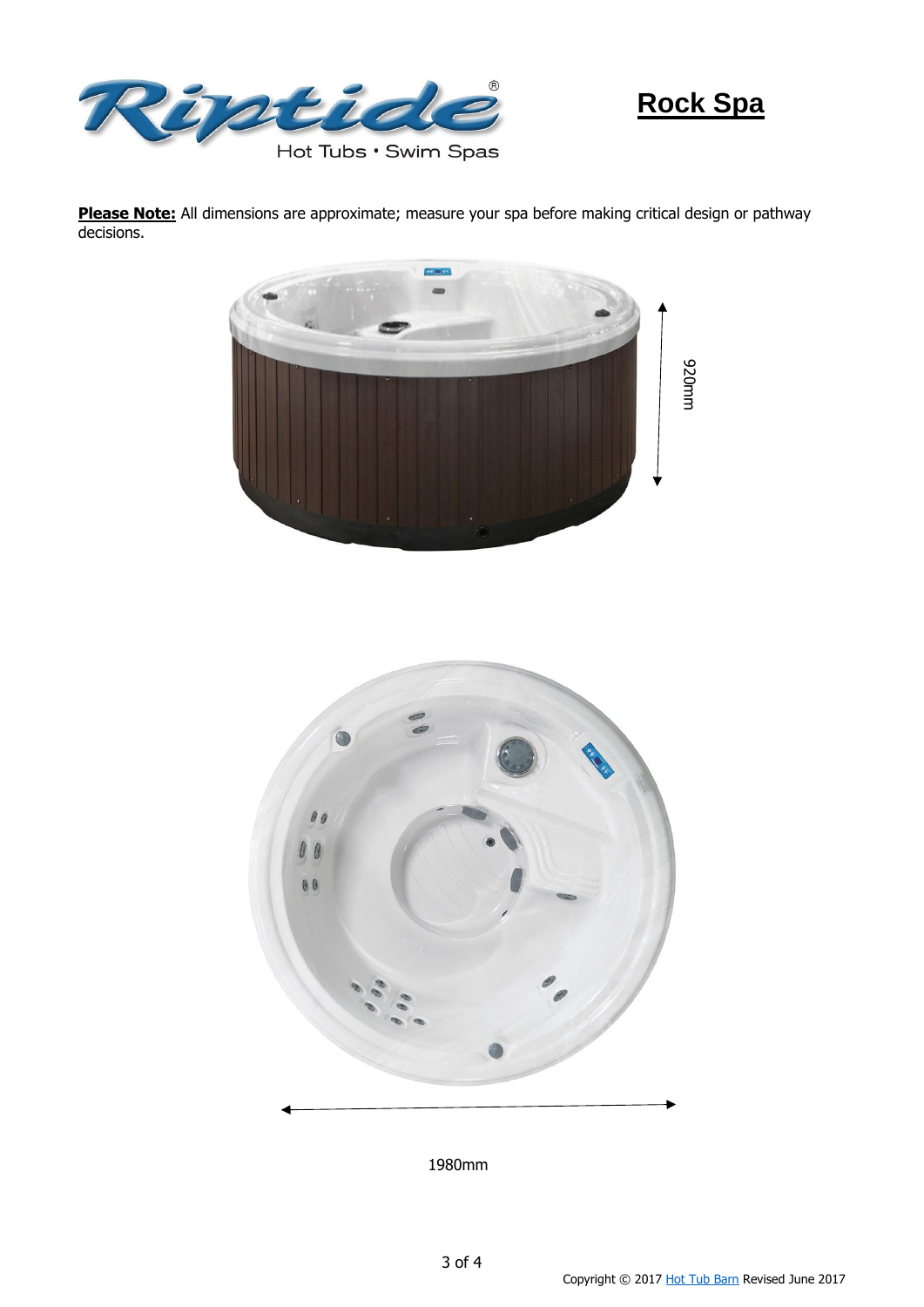# Rock Spa

**Please Note:** All dimensions are approximate; measure your spa before making critical design or pathway decisions.

920mm

1980mm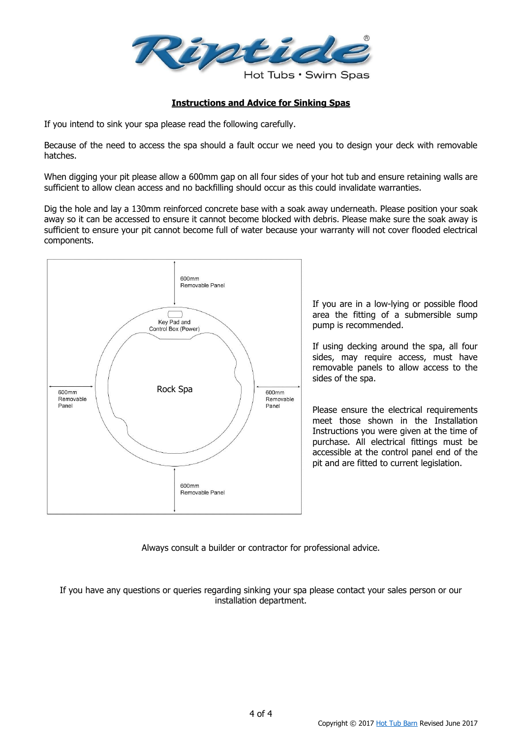# Riptide®

Hot Tubs • Swim Spas

## Instructions and Advice for Sinking Spas

If you intend to sink your spa please read the following carefully.

Because of the need to access the spa should a fault occur we need you to design your deck with removable hatches.

When digging your pit please allow a 600mm gap on all four sides of your hot tub and ensure retaining walls are sufficient to allow clean access and no backfilling should occur as this could invalidate warranties.

Dig the hole and lay a 130mm reinforced concrete base with a soak away underneath. Please position your soak away so it can be accessed to ensure it cannot become blocked with debris. Please make sure the soak away is sufficient to ensure your pit cannot become full of water because your warranty will not cover flooded electrical components.

600mm
Removable Panel

Key Pad and
Control Box (Power)

600mm
Removable
Panel

Rock Spa

600mm
Removable
Panel

600mm
Removable Panel

If you are in a low-lying or possible flood area the fitting of a submersible sump pump is recommended.

If using decking around the spa, all four sides, may require access, must have removable panels to allow access to the sides of the spa.

Please ensure the electrical requirements meet those shown in the Installation Instructions you were given at the time of purchase. All electrical fittings must be accessible at the control panel end of the pit and are fitted to current legislation.

Always consult a builder or contractor for professional advice.

If you have any questions or queries regarding sinking your spa please contact your sales person or our installation department.

Copyright © 2017 Hot Tub Barn Revised June 2017